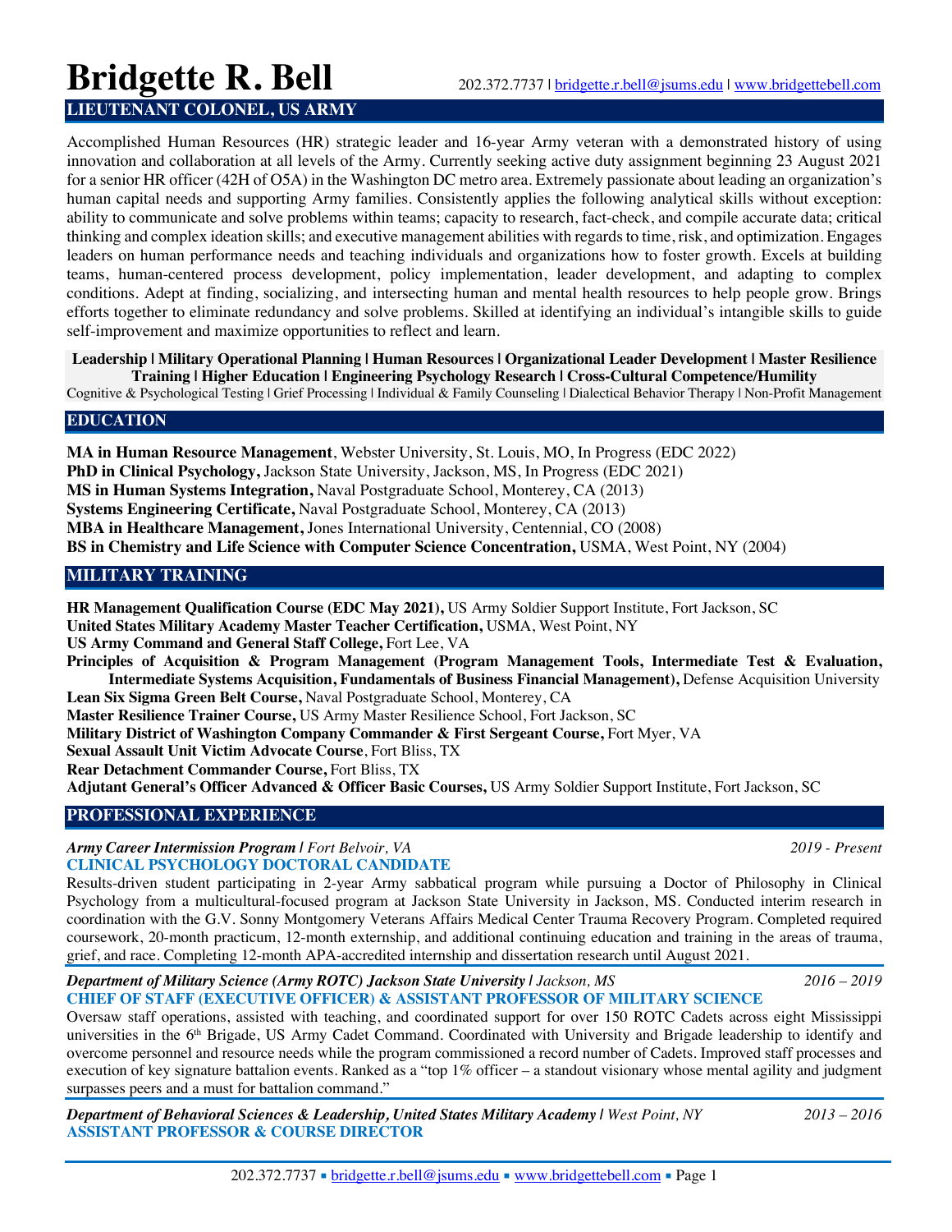# Bridgette R. Bell

202.372.7737 | bridgette.r.bell@jsums.edu | www.bridgettebell.com

## LIEUTENANT COLONEL, US ARMY

Accomplished Human Resources (HR) strategic leader and 16-year Army veteran with a demonstrated history of using innovation and collaboration at all levels of the Army. Currently seeking active duty assignment beginning 23 August 2021 for a senior HR officer (42H of O5A) in the Washington DC metro area. Extremely passionate about leading an organization's human capital needs and supporting Army families. Consistently applies the following analytical skills without exception: ability to communicate and solve problems within teams; capacity to research, fact-check, and compile accurate data; critical thinking and complex ideation skills; and executive management abilities with regards to time, risk, and optimization. Engages leaders on human performance needs and teaching individuals and organizations how to foster growth. Excels at building teams, human-centered process development, policy implementation, leader development, and adapting to complex conditions. Adept at finding, socializing, and intersecting human and mental health resources to help people grow. Brings efforts together to eliminate redundancy and solve problems. Skilled at identifying an individual's intangible skills to guide self-improvement and maximize opportunities to reflect and learn.

**Leadership | Military Operational Planning | Human Resources | Organizational Leader Development | Master Resilience Training | Higher Education | Engineering Psychology Research | Cross-Cultural Competence/Humility**

Cognitive & Psychological Testing | Grief Processing | Individual & Family Counseling | Dialectical Behavior Therapy | Non-Profit Management

## EDUCATION

**MA in Human Resource Management**, Webster University, St. Louis, MO, In Progress (EDC 2022)
**PhD in Clinical Psychology,** Jackson State University, Jackson, MS, In Progress (EDC 2021)
**MS in Human Systems Integration,** Naval Postgraduate School, Monterey, CA (2013)
**Systems Engineering Certificate,** Naval Postgraduate School, Monterey, CA (2013)
**MBA in Healthcare Management,** Jones International University, Centennial, CO (2008)
**BS in Chemistry and Life Science with Computer Science Concentration,** USMA, West Point, NY (2004)

## MILITARY TRAINING

**HR Management Qualification Course (EDC May 2021),** US Army Soldier Support Institute, Fort Jackson, SC
**United States Military Academy Master Teacher Certification,** USMA, West Point, NY
**US Army Command and General Staff College,** Fort Lee, VA
**Principles of Acquisition & Program Management (Program Management Tools, Intermediate Test & Evaluation, Intermediate Systems Acquisition, Fundamentals of Business Financial Management),** Defense Acquisition University
**Lean Six Sigma Green Belt Course,** Naval Postgraduate School, Monterey, CA
**Master Resilience Trainer Course,** US Army Master Resilience School, Fort Jackson, SC
**Military District of Washington Company Commander & First Sergeant Course,** Fort Myer, VA
**Sexual Assault Unit Victim Advocate Course**, Fort Bliss, TX
**Rear Detachment Commander Course,** Fort Bliss, TX
**Adjutant General's Officer Advanced & Officer Basic Courses,** US Army Soldier Support Institute, Fort Jackson, SC

## PROFESSIONAL EXPERIENCE

***Army Career Intermission Program** | Fort Belvoir, VA* — *2019 - Present*
**CLINICAL PSYCHOLOGY DOCTORAL CANDIDATE**

Results-driven student participating in 2-year Army sabbatical program while pursuing a Doctor of Philosophy in Clinical Psychology from a multicultural-focused program at Jackson State University in Jackson, MS. Conducted interim research in coordination with the G.V. Sonny Montgomery Veterans Affairs Medical Center Trauma Recovery Program. Completed required coursework, 20-month practicum, 12-month externship, and additional continuing education and training in the areas of trauma, grief, and race. Completing 12-month APA-accredited internship and dissertation research until August 2021.

***Department of Military Science (Army ROTC) Jackson State University** | Jackson, MS* — *2016 – 2019*
**CHIEF OF STAFF (EXECUTIVE OFFICER) & ASSISTANT PROFESSOR OF MILITARY SCIENCE**

Oversaw staff operations, assisted with teaching, and coordinated support for over 150 ROTC Cadets across eight Mississippi universities in the 6th Brigade, US Army Cadet Command. Coordinated with University and Brigade leadership to identify and overcome personnel and resource needs while the program commissioned a record number of Cadets. Improved staff processes and execution of key signature battalion events. Ranked as a "top 1% officer – a standout visionary whose mental agility and judgment surpasses peers and a must for battalion command."

***Department of Behavioral Sciences & Leadership, United States Military Academy** | West Point, NY* — *2013 – 2016*
**ASSISTANT PROFESSOR & COURSE DIRECTOR**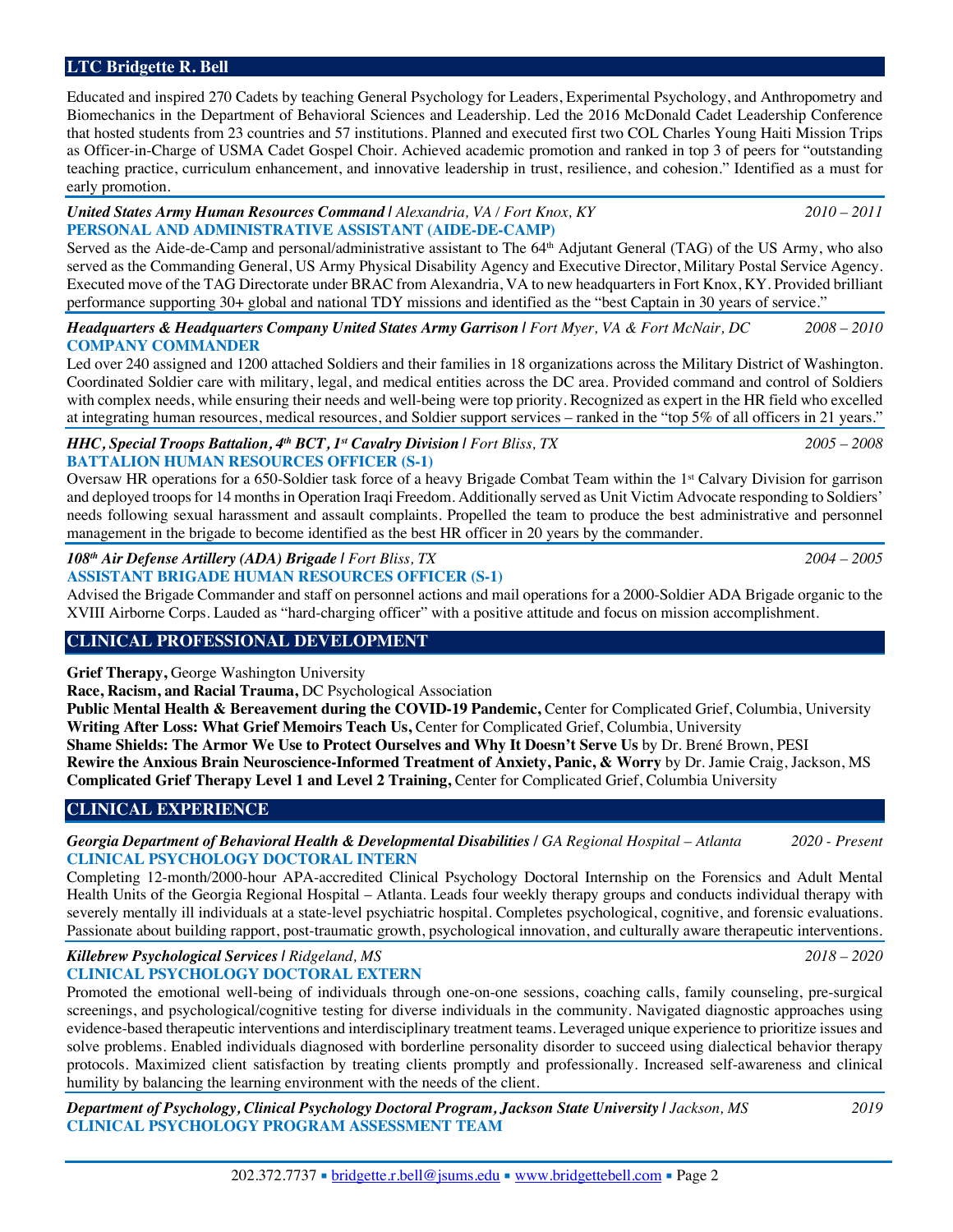## LTC Bridgette R. Bell

Educated and inspired 270 Cadets by teaching General Psychology for Leaders, Experimental Psychology, and Anthropometry and Biomechanics in the Department of Behavioral Sciences and Leadership. Led the 2016 McDonald Cadet Leadership Conference that hosted students from 23 countries and 57 institutions. Planned and executed first two COL Charles Young Haiti Mission Trips as Officer-in-Charge of USMA Cadet Gospel Choir. Achieved academic promotion and ranked in top 3 of peers for "outstanding teaching practice, curriculum enhancement, and innovative leadership in trust, resilience, and cohesion." Identified as a must for early promotion.

***United States Army Human Resources Command*** | *Alexandria, VA / Fort Knox, KY* — 2010 – 2011
**PERSONAL AND ADMINISTRATIVE ASSISTANT (AIDE-DE-CAMP)**
Served as the Aide-de-Camp and personal/administrative assistant to The 64th Adjutant General (TAG) of the US Army, who also served as the Commanding General, US Army Physical Disability Agency and Executive Director, Military Postal Service Agency. Executed move of the TAG Directorate under BRAC from Alexandria, VA to new headquarters in Fort Knox, KY. Provided brilliant performance supporting 30+ global and national TDY missions and identified as the "best Captain in 30 years of service."

***Headquarters & Headquarters Company United States Army Garrison*** | *Fort Myer, VA & Fort McNair, DC* — 2008 – 2010
**COMPANY COMMANDER**
Led over 240 assigned and 1200 attached Soldiers and their families in 18 organizations across the Military District of Washington. Coordinated Soldier care with military, legal, and medical entities across the DC area. Provided command and control of Soldiers with complex needs, while ensuring their needs and well-being were top priority. Recognized as expert in the HR field who excelled at integrating human resources, medical resources, and Soldier support services – ranked in the "top 5% of all officers in 21 years."

***HHC, Special Troops Battalion, 4th BCT, 1st Cavalry Division*** | *Fort Bliss, TX* — 2005 – 2008
**BATTALION HUMAN RESOURCES OFFICER (S-1)**
Oversaw HR operations for a 650-Soldier task force of a heavy Brigade Combat Team within the 1st Calvary Division for garrison and deployed troops for 14 months in Operation Iraqi Freedom. Additionally served as Unit Victim Advocate responding to Soldiers' needs following sexual harassment and assault complaints. Propelled the team to produce the best administrative and personnel management in the brigade to become identified as the best HR officer in 20 years by the commander.

***108th Air Defense Artillery (ADA) Brigade*** | *Fort Bliss, TX* — 2004 – 2005
**ASSISTANT BRIGADE HUMAN RESOURCES OFFICER (S-1)**
Advised the Brigade Commander and staff on personnel actions and mail operations for a 2000-Soldier ADA Brigade organic to the XVIII Airborne Corps. Lauded as "hard-charging officer" with a positive attitude and focus on mission accomplishment.

## CLINICAL PROFESSIONAL DEVELOPMENT

**Grief Therapy,** George Washington University
**Race, Racism, and Racial Trauma,** DC Psychological Association
**Public Mental Health & Bereavement during the COVID-19 Pandemic,** Center for Complicated Grief, Columbia, University
**Writing After Loss: What Grief Memoirs Teach Us,** Center for Complicated Grief, Columbia, University
**Shame Shields: The Armor We Use to Protect Ourselves and Why It Doesn't Serve Us** by Dr. Brené Brown, PESI
**Rewire the Anxious Brain Neuroscience-Informed Treatment of Anxiety, Panic, & Worry** by Dr. Jamie Craig, Jackson, MS
**Complicated Grief Therapy Level 1 and Level 2 Training,** Center for Complicated Grief, Columbia University

## CLINICAL EXPERIENCE

***Georgia Department of Behavioral Health & Developmental Disabilities*** / *GA Regional Hospital – Atlanta* — 2020 - Present
**CLINICAL PSYCHOLOGY DOCTORAL INTERN**
Completing 12-month/2000-hour APA-accredited Clinical Psychology Doctoral Internship on the Forensics and Adult Mental Health Units of the Georgia Regional Hospital – Atlanta. Leads four weekly therapy groups and conducts individual therapy with severely mentally ill individuals at a state-level psychiatric hospital. Completes psychological, cognitive, and forensic evaluations. Passionate about building rapport, post-traumatic growth, psychological innovation, and culturally aware therapeutic interventions.

***Killebrew Psychological Services*** | *Ridgeland, MS* — 2018 – 2020
**CLINICAL PSYCHOLOGY DOCTORAL EXTERN**
Promoted the emotional well-being of individuals through one-on-one sessions, coaching calls, family counseling, pre-surgical screenings, and psychological/cognitive testing for diverse individuals in the community. Navigated diagnostic approaches using evidence-based therapeutic interventions and interdisciplinary treatment teams. Leveraged unique experience to prioritize issues and solve problems. Enabled individuals diagnosed with borderline personality disorder to succeed using dialectical behavior therapy protocols. Maximized client satisfaction by treating clients promptly and professionally. Increased self-awareness and clinical humility by balancing the learning environment with the needs of the client.

***Department of Psychology, Clinical Psychology Doctoral Program, Jackson State University*** | *Jackson, MS* — 2019
**CLINICAL PSYCHOLOGY PROGRAM ASSESSMENT TEAM**

202.372.7737 ▪ bridgette.r.bell@jsums.edu ▪ www.bridgettebell.com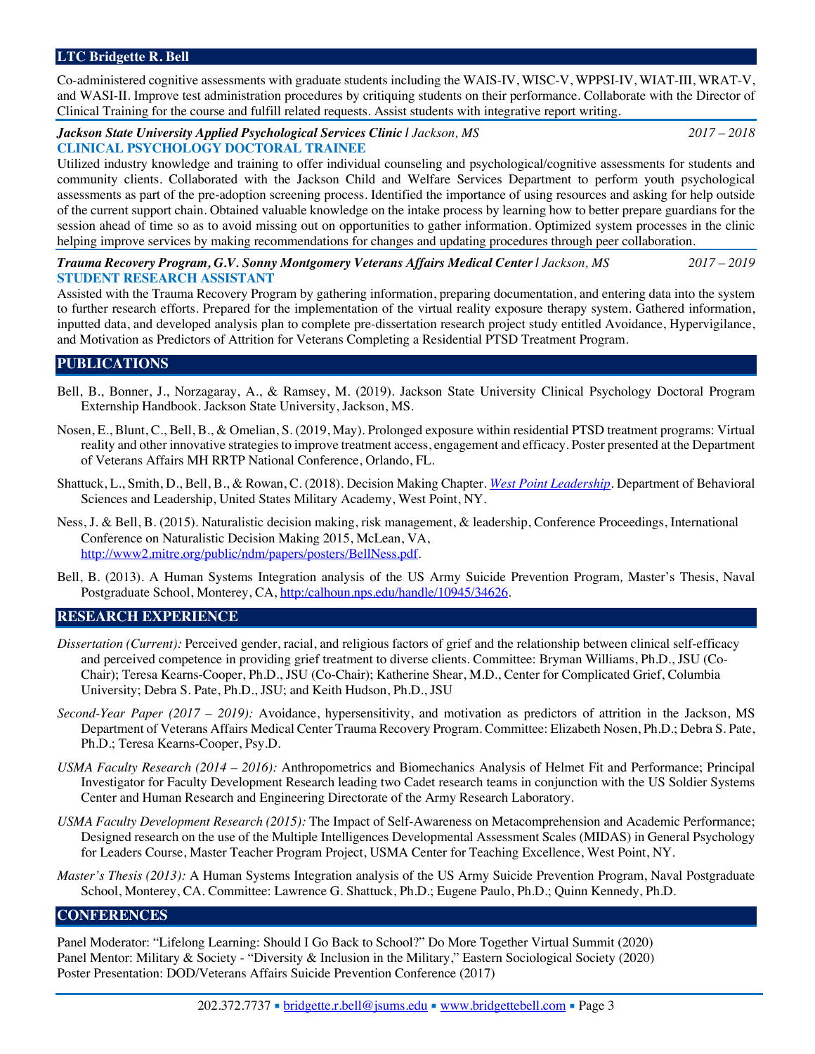Co-administered cognitive assessments with graduate students including the WAIS-IV, WISC-V, WPPSI-IV, WIAT-III, WRAT-V, and WASI-II. Improve test administration procedures by critiquing students on their performance. Collaborate with the Director of Clinical Training for the course and fulfill related requests. Assist students with integrative report writing.

***Jackson State University Applied Psychological Services Clinic*** | *Jackson, MS* — *2017 – 2018*
**CLINICAL PSYCHOLOGY DOCTORAL TRAINEE**
Utilized industry knowledge and training to offer individual counseling and psychological/cognitive assessments for students and community clients. Collaborated with the Jackson Child and Welfare Services Department to perform youth psychological assessments as part of the pre-adoption screening process. Identified the importance of using resources and asking for help outside of the current support chain. Obtained valuable knowledge on the intake process by learning how to better prepare guardians for the session ahead of time so as to avoid missing out on opportunities to gather information. Optimized system processes in the clinic helping improve services by making recommendations for changes and updating procedures through peer collaboration.

***Trauma Recovery Program, G.V. Sonny Montgomery Veterans Affairs Medical Center*** | *Jackson, MS* — *2017 – 2019*
**STUDENT RESEARCH ASSISTANT**
Assisted with the Trauma Recovery Program by gathering information, preparing documentation, and entering data into the system to further research efforts. Prepared for the implementation of the virtual reality exposure therapy system. Gathered information, inputted data, and developed analysis plan to complete pre-dissertation research project study entitled Avoidance, Hypervigilance, and Motivation as Predictors of Attrition for Veterans Completing a Residential PTSD Treatment Program.

## PUBLICATIONS

Bell, B., Bonner, J., Norzagaray, A., & Ramsey, M. (2019). Jackson State University Clinical Psychology Doctoral Program Externship Handbook. Jackson State University, Jackson, MS.

Nosen, E., Blunt, C., Bell, B., & Omelian, S. (2019, May). Prolonged exposure within residential PTSD treatment programs: Virtual reality and other innovative strategies to improve treatment access, engagement and efficacy. Poster presented at the Department of Veterans Affairs MH RRTP National Conference, Orlando, FL.

Shattuck, L., Smith, D., Bell, B., & Rowan, C. (2018). Decision Making Chapter. *West Point Leadership*. Department of Behavioral Sciences and Leadership, United States Military Academy, West Point, NY.

Ness, J. & Bell, B. (2015). Naturalistic decision making, risk management, & leadership, Conference Proceedings, International Conference on Naturalistic Decision Making 2015, McLean, VA, http://www2.mitre.org/public/ndm/papers/posters/BellNess.pdf.

Bell, B. (2013). A Human Systems Integration analysis of the US Army Suicide Prevention Program, Master's Thesis, Naval Postgraduate School, Monterey, CA, http:/calhoun.nps.edu/handle/10945/34626.

## RESEARCH EXPERIENCE

*Dissertation (Current):* Perceived gender, racial, and religious factors of grief and the relationship between clinical self-efficacy and perceived competence in providing grief treatment to diverse clients. Committee: Bryman Williams, Ph.D., JSU (Co-Chair); Teresa Kearns-Cooper, Ph.D., JSU (Co-Chair); Katherine Shear, M.D., Center for Complicated Grief, Columbia University; Debra S. Pate, Ph.D., JSU; and Keith Hudson, Ph.D., JSU

*Second-Year Paper (2017 – 2019):* Avoidance, hypersensitivity, and motivation as predictors of attrition in the Jackson, MS Department of Veterans Affairs Medical Center Trauma Recovery Program. Committee: Elizabeth Nosen, Ph.D.; Debra S. Pate, Ph.D.; Teresa Kearns-Cooper, Psy.D.

*USMA Faculty Research (2014 – 2016):* Anthropometrics and Biomechanics Analysis of Helmet Fit and Performance; Principal Investigator for Faculty Development Research leading two Cadet research teams in conjunction with the US Soldier Systems Center and Human Research and Engineering Directorate of the Army Research Laboratory.

*USMA Faculty Development Research (2015):* The Impact of Self-Awareness on Metacomprehension and Academic Performance; Designed research on the use of the Multiple Intelligences Developmental Assessment Scales (MIDAS) in General Psychology for Leaders Course, Master Teacher Program Project, USMA Center for Teaching Excellence, West Point, NY.

*Master's Thesis (2013):* A Human Systems Integration analysis of the US Army Suicide Prevention Program, Naval Postgraduate School, Monterey, CA. Committee: Lawrence G. Shattuck, Ph.D.; Eugene Paulo, Ph.D.; Quinn Kennedy, Ph.D.

## CONFERENCES

Panel Moderator: "Lifelong Learning: Should I Go Back to School?" Do More Together Virtual Summit (2020)
Panel Mentor: Military & Society - "Diversity & Inclusion in the Military," Eastern Sociological Society (2020)
Poster Presentation: DOD/Veterans Affairs Suicide Prevention Conference (2017)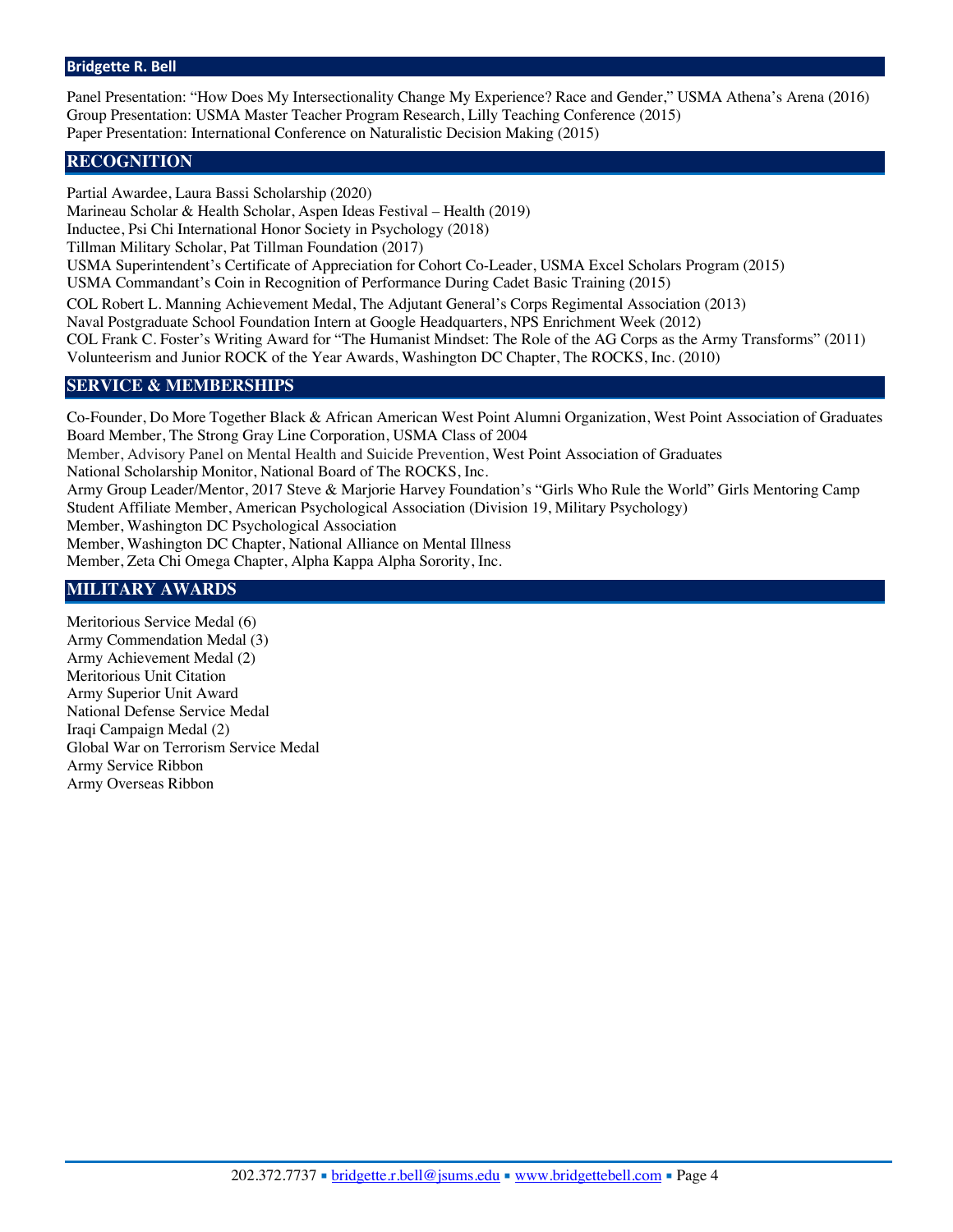Panel Presentation: "How Does My Intersectionality Change My Experience? Race and Gender," USMA Athena's Arena (2016)
Group Presentation: USMA Master Teacher Program Research, Lilly Teaching Conference (2015)
Paper Presentation: International Conference on Naturalistic Decision Making (2015)

## RECOGNITION

Partial Awardee, Laura Bassi Scholarship (2020)
Marineau Scholar & Health Scholar, Aspen Ideas Festival – Health (2019)
Inductee, Psi Chi International Honor Society in Psychology (2018)
Tillman Military Scholar, Pat Tillman Foundation (2017)
USMA Superintendent's Certificate of Appreciation for Cohort Co-Leader, USMA Excel Scholars Program (2015)
USMA Commandant's Coin in Recognition of Performance During Cadet Basic Training (2015)
COL Robert L. Manning Achievement Medal, The Adjutant General's Corps Regimental Association (2013)
Naval Postgraduate School Foundation Intern at Google Headquarters, NPS Enrichment Week (2012)
COL Frank C. Foster's Writing Award for "The Humanist Mindset: The Role of the AG Corps as the Army Transforms" (2011)
Volunteerism and Junior ROCK of the Year Awards, Washington DC Chapter, The ROCKS, Inc. (2010)

## SERVICE & MEMBERSHIPS

Co-Founder, Do More Together Black & African American West Point Alumni Organization, West Point Association of Graduates
Board Member, The Strong Gray Line Corporation, USMA Class of 2004
Member, Advisory Panel on Mental Health and Suicide Prevention, West Point Association of Graduates
National Scholarship Monitor, National Board of The ROCKS, Inc.
Army Group Leader/Mentor, 2017 Steve & Marjorie Harvey Foundation's "Girls Who Rule the World" Girls Mentoring Camp
Student Affiliate Member, American Psychological Association (Division 19, Military Psychology)
Member, Washington DC Psychological Association
Member, Washington DC Chapter, National Alliance on Mental Illness
Member, Zeta Chi Omega Chapter, Alpha Kappa Alpha Sorority, Inc.

## MILITARY AWARDS

Meritorious Service Medal (6)
Army Commendation Medal (3)
Army Achievement Medal (2)
Meritorious Unit Citation
Army Superior Unit Award
National Defense Service Medal
Iraqi Campaign Medal (2)
Global War on Terrorism Service Medal
Army Service Ribbon
Army Overseas Ribbon